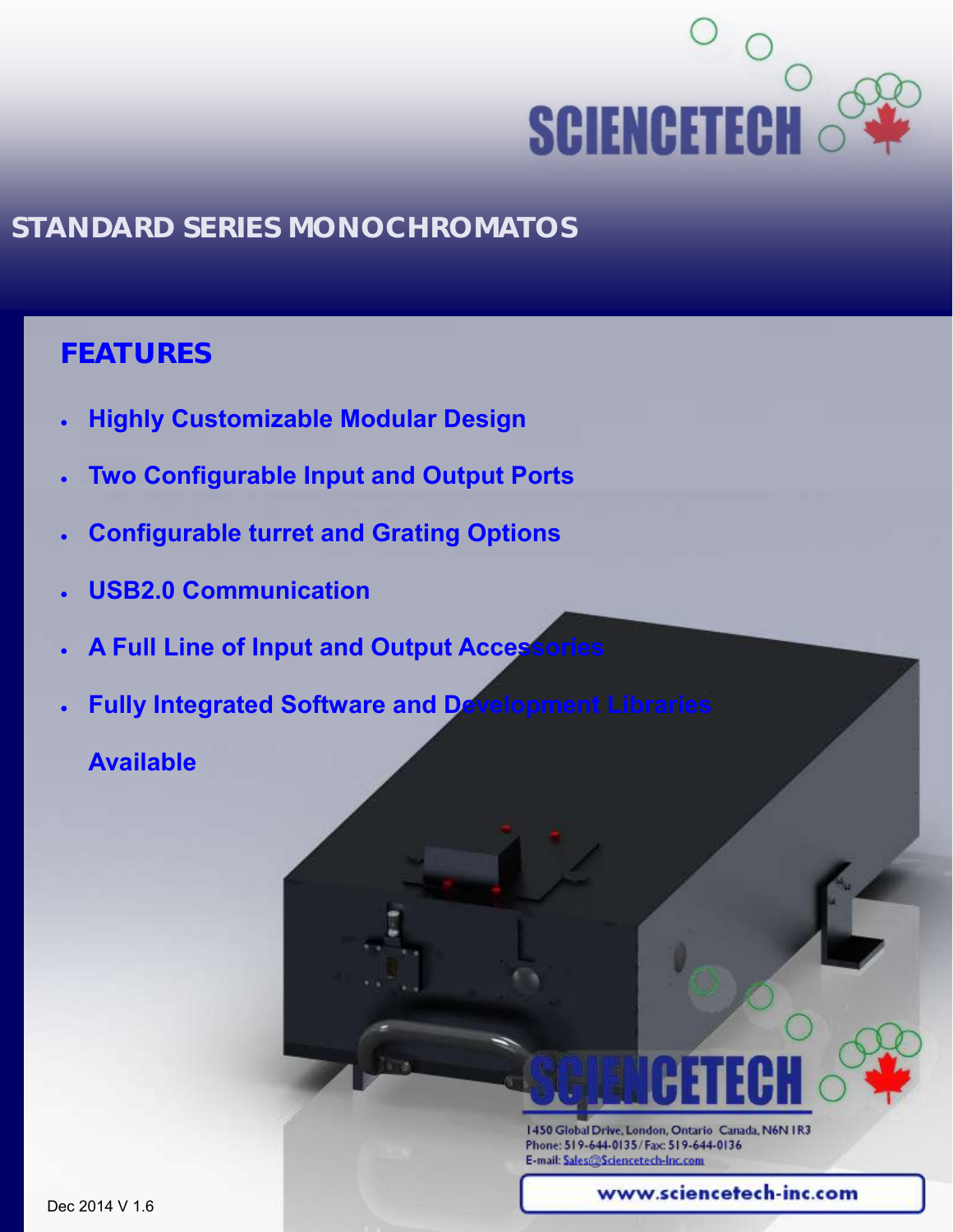# SCIENCETECH

## STANDARD SERIES MONOCHROMATOS

### FEATURES

- Highly Customizable Modular Design
- Two Configurable Input and Output Ports
- Configurable turret and Grating Options
- USB2.0 Communication
- A Full Line of Input and Output Accessories
- Fully Integrated Software and Development Libraries Available

SCIENCETECH

1450 Global Drive, London, Ontario Canada, N6N 1R3
Phone: 519-644-0135 / Fax: 519-644-0136
E-mail: Sales@Sciencetech-Inc.com

www.sciencetech-inc.com

Dec 2014 V 1.6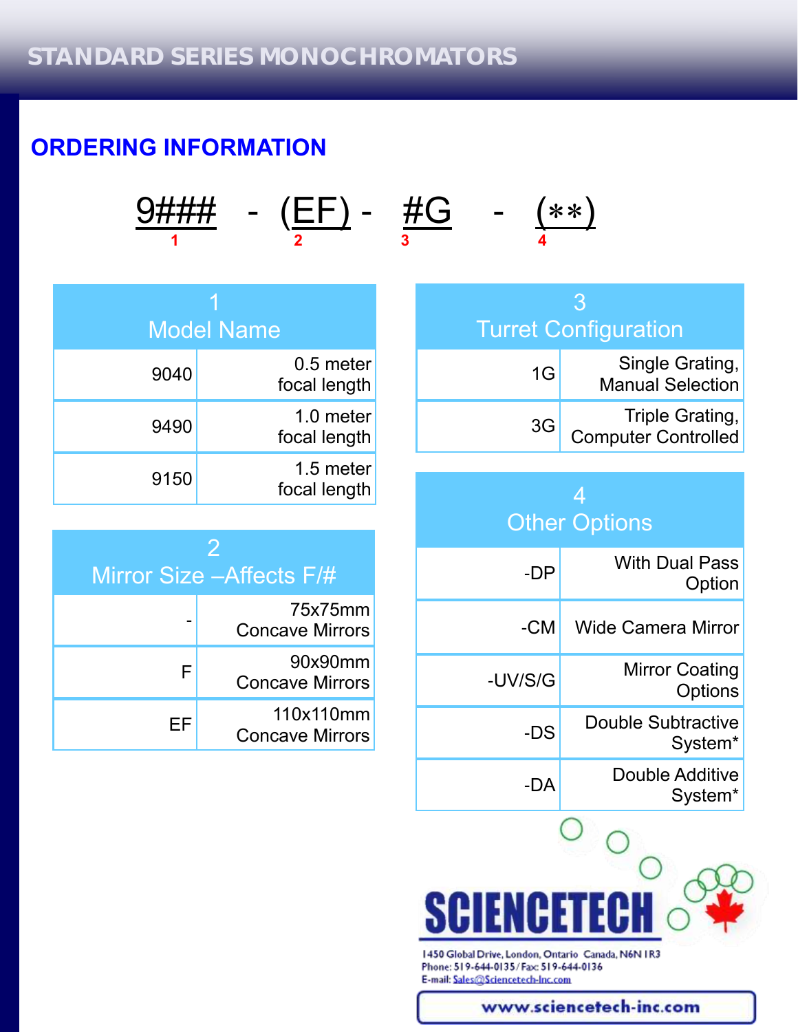## STANDARD SERIES MONOCHROMATORS

# ORDERING INFORMATION

9### - (EF) - #G - (**)

1 2 3 4

| 1 Model Name | |
|---|---|
| 9040 | 0.5 meter focal length |
| 9490 | 1.0 meter focal length |
| 9150 | 1.5 meter focal length |

| 2 Mirror Size –Affects F/# | |
|---|---|
| - | 75x75mm Concave Mirrors |
| F | 90x90mm Concave Mirrors |
| EF | 110x110mm Concave Mirrors |

| 3 Turret Configuration | |
|---|---|
| 1G | Single Grating, Manual Selection |
| 3G | Triple Grating, Computer Controlled |

| 4 Other Options | |
|---|---|
| -DP | With Dual Pass Option |
| -CM | Wide Camera Mirror |
| -UV/S/G | Mirror Coating Options |
| -DS | Double Subtractive System* |
| -DA | Double Additive System* |

SCIENCETECH

1450 Global Drive, London, Ontario Canada, N6N 1R3
Phone: 519-644-0135 / Fax: 519-644-0136
E-mail: Sales@Sciencetech-Inc.com

www.sciencetech-inc.com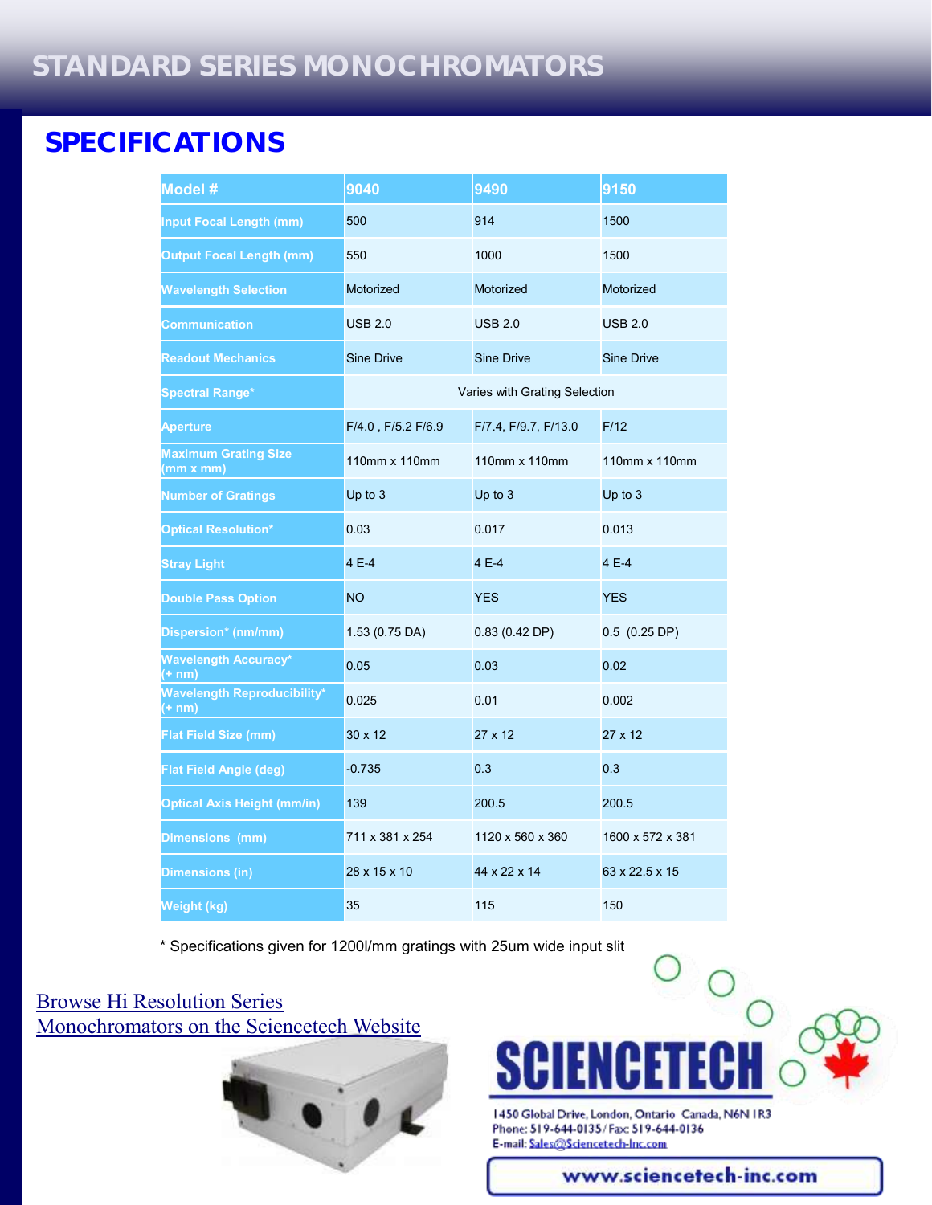# STANDARD SERIES MONOCHROMATORS

## SPECIFICATIONS

| Model # | 9040 | 9490 | 9150 |
|---|---|---|---|
| Input Focal Length (mm) | 500 | 914 | 1500 |
| Output Focal Length (mm) | 550 | 1000 | 1500 |
| Wavelength Selection | Motorized | Motorized | Motorized |
| Communication | USB 2.0 | USB 2.0 | USB 2.0 |
| Readout Mechanics | Sine Drive | Sine Drive | Sine Drive |
| Spectral Range* | Varies with Grating Selection | | |
| Aperture | F/4.0 , F/5.2 F/6.9 | F/7.4, F/9.7, F/13.0 | F/12 |
| Maximum Grating Size (mm x mm) | 110mm x 110mm | 110mm x 110mm | 110mm x 110mm |
| Number of Gratings | Up to 3 | Up to 3 | Up to 3 |
| Optical Resolution* | 0.03 | 0.017 | 0.013 |
| Stray Light | 4 E-4 | 4 E-4 | 4 E-4 |
| Double Pass Option | NO | YES | YES |
| Dispersion* (nm/mm) | 1.53 (0.75 DA) | 0.83 (0.42 DP) | 0.5 (0.25 DP) |
| Wavelength Accuracy* (+ nm) | 0.05 | 0.03 | 0.02 |
| Wavelength Reproducibility* (+ nm) | 0.025 | 0.01 | 0.002 |
| Flat Field Size (mm) | 30 x 12 | 27 x 12 | 27 x 12 |
| Flat Field Angle (deg) | -0.735 | 0.3 | 0.3 |
| Optical Axis Height (mm/in) | 139 | 200.5 | 200.5 |
| Dimensions (mm) | 711 x 381 x 254 | 1120 x 560 x 360 | 1600 x 572 x 381 |
| Dimensions (in) | 28 x 15 x 10 | 44 x 22 x 14 | 63 x 22.5 x 15 |
| Weight (kg) | 35 | 115 | 150 |

* Specifications given for 1200l/mm gratings with 25um wide input slit

Browse Hi Resolution Series Monochromators on the Sciencetech Website

SCIENCETECH

1450 Global Drive, London, Ontario Canada, N6N 1R3
Phone: 519-644-0135 / Fax: 519-644-0136
E-mail: Sales@Sciencetech-Inc.com

www.sciencetech-inc.com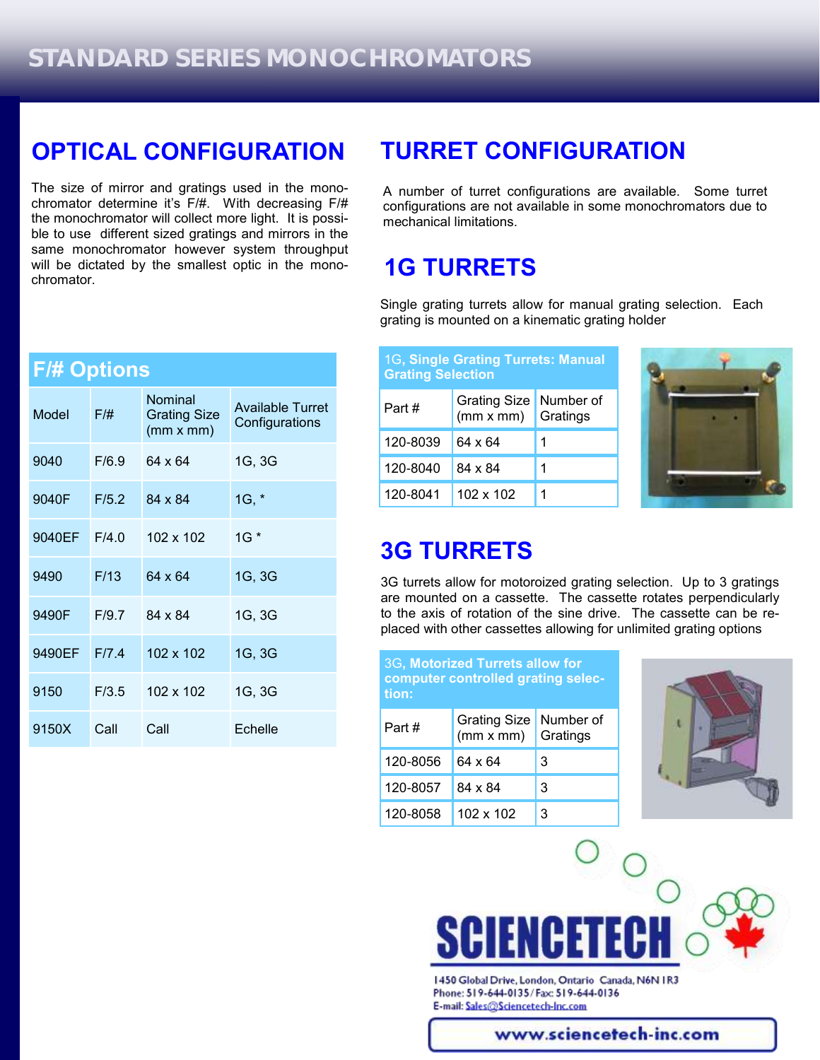# STANDARD SERIES MONOCHROMATORS

## OPTICAL CONFIGURATION

The size of mirror and gratings used in the monochromator determine it's F/#. With decreasing F/# the monochromator will collect more light. It is possible to use different sized gratings and mirrors in the same monochromator however system throughput will be dictated by the smallest optic in the monochromator.

### F/# Options

| Model | F/# | Nominal Grating Size (mm x mm) | Available Turret Configurations |
|---|---|---|---|
| 9040 | F/6.9 | 64 x 64 | 1G, 3G |
| 9040F | F/5.2 | 84 x 84 | 1G, * |
| 9040EF | F/4.0 | 102 x 102 | 1G * |
| 9490 | F/13 | 64 x 64 | 1G, 3G |
| 9490F | F/9.7 | 84 x 84 | 1G, 3G |
| 9490EF | F/7.4 | 102 x 102 | 1G, 3G |
| 9150 | F/3.5 | 102 x 102 | 1G, 3G |
| 9150X | Call | Call | Echelle |

## TURRET CONFIGURATION

A number of turret configurations are available. Some turret configurations are not available in some monochromators due to mechanical limitations.

## 1G TURRETS

Single grating turrets allow for manual grating selection. Each grating is mounted on a kinematic grating holder

**1G, Single Grating Turrets: Manual Grating Selection**

| Part # | Grating Size (mm x mm) | Number of Gratings |
|---|---|---|
| 120-8039 | 64 x 64 | 1 |
| 120-8040 | 84 x 84 | 1 |
| 120-8041 | 102 x 102 | 1 |

## 3G TURRETS

3G turrets allow for motoroized grating selection. Up to 3 gratings are mounted on a cassette. The cassette rotates perpendicularly to the axis of rotation of the sine drive. The cassette can be replaced with other cassettes allowing for unlimited grating options

**3G, Motorized Turrets allow for computer controlled grating selection:**

| Part # | Grating Size (mm x mm) | Number of Gratings |
|---|---|---|
| 120-8056 | 64 x 64 | 3 |
| 120-8057 | 84 x 84 | 3 |
| 120-8058 | 102 x 102 | 3 |

SCIENCETECH

1450 Global Drive, London, Ontario Canada, N6N 1R3
Phone: 519-644-0135 / Fax: 519-644-0136
E-mail: Sales@Sciencetech-Inc.com

www.sciencetech-inc.com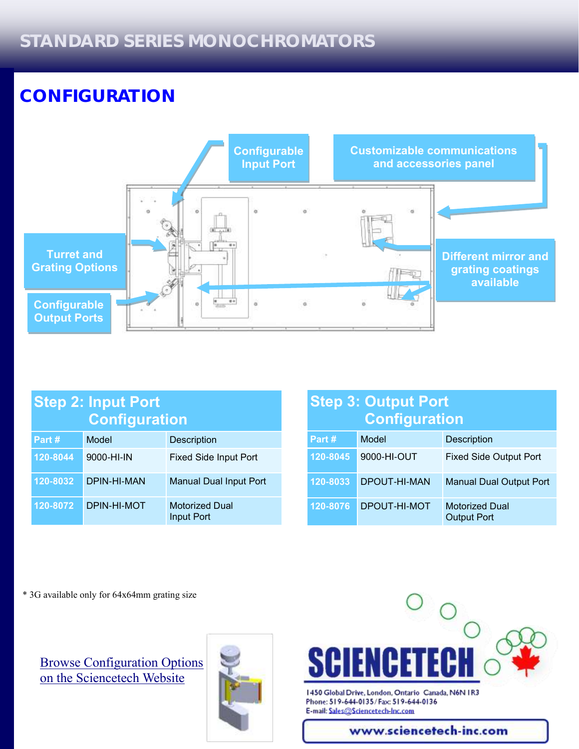## CONFIGURATION

Configurable Input Port

Customizable communications and accessories panel

Turret and Grating Options

Configurable Output Ports

Different mirror and grating coatings available

### Step 2: Input Port Configuration

| Part # | Model | Description |
| --- | --- | --- |
| 120-8044 | 9000-HI-IN | Fixed Side Input Port |
| 120-8032 | DPIN-HI-MAN | Manual Dual Input Port |
| 120-8072 | DPIN-HI-MOT | Motorized Dual Input Port |

### Step 3: Output Port Configuration

| Part # | Model | Description |
| --- | --- | --- |
| 120-8045 | 9000-HI-OUT | Fixed Side Output Port |
| 120-8033 | DPOUT-HI-MAN | Manual Dual Output Port |
| 120-8076 | DPOUT-HI-MOT | Motorized Dual Output Port |

* 3G available only for 64x64mm grating size

[Browse Configuration Options on the Sciencetech Website]

SCIENCETECH

1450 Global Drive, London, Ontario Canada, N6N 1R3
Phone: 519-644-0135 / Fax: 519-644-0136
E-mail: Sales@Sciencetech-Inc.com

www.sciencetech-inc.com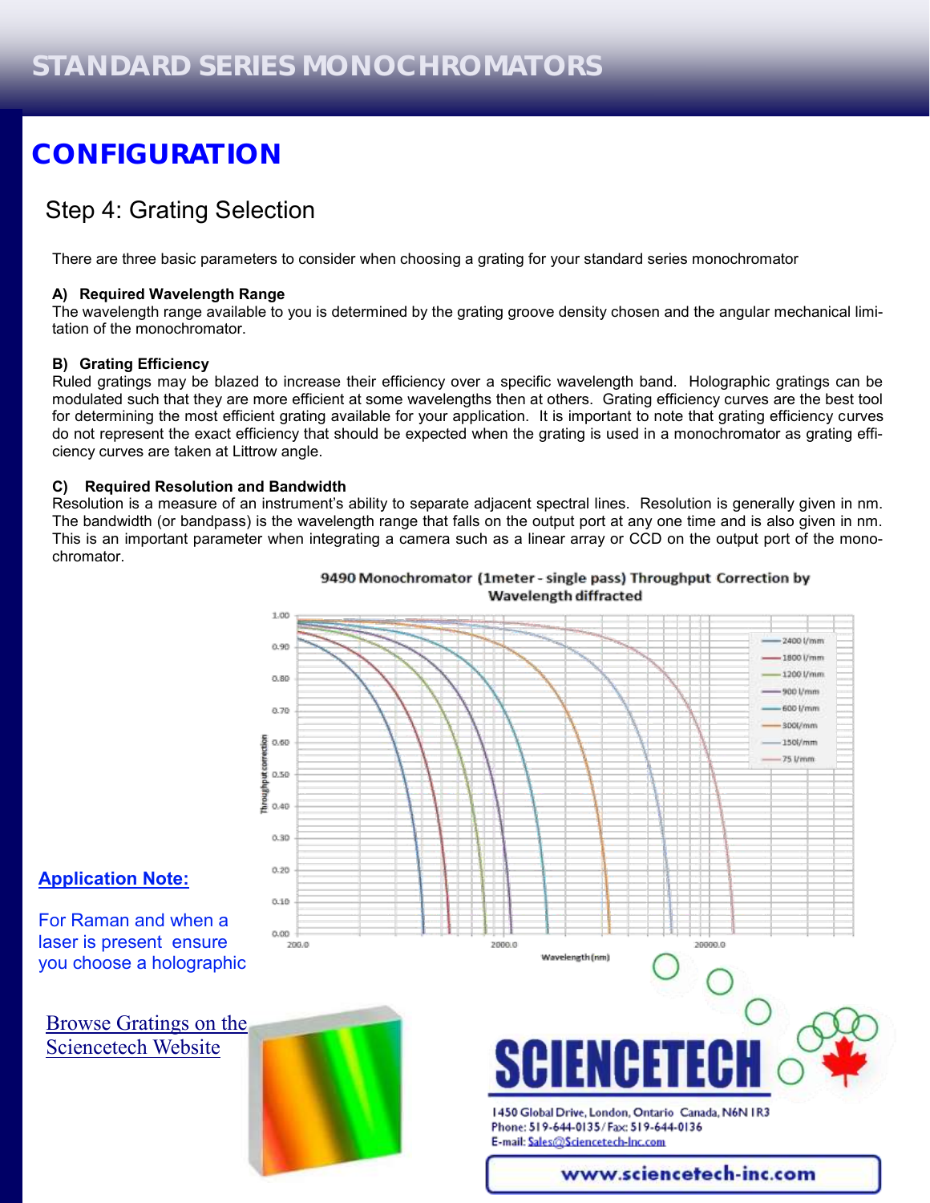## CONFIGURATION

### Step 4: Grating Selection

There are three basic parameters to consider when choosing a grating for your standard series monochromator

**A) Required Wavelength Range**

The wavelength range available to you is determined by the grating groove density chosen and the angular mechanical limitation of the monochromator.

**B) Grating Efficiency**

Ruled gratings may be blazed to increase their efficiency over a specific wavelength band. Holographic gratings can be modulated such that they are more efficient at some wavelengths then at others. Grating efficiency curves are the best tool for determining the most efficient grating available for your application. It is important to note that grating efficiency curves do not represent the exact efficiency that should be expected when the grating is used in a monochromator as grating efficiency curves are taken at Littrow angle.

**C) Required Resolution and Bandwidth**

Resolution is a measure of an instrument's ability to separate adjacent spectral lines. Resolution is generally given in nm. The bandwidth (or bandpass) is the wavelength range that falls on the output port at any one time and is also given in nm. This is an important parameter when integrating a camera such as a linear array or CCD on the output port of the monochromator.

9490 Monochromator (1meter - single pass) Throughput Correction by Wavelength diffracted

**Application Note:**

For Raman and when a laser is present ensure you choose a holographic

Browse Gratings on the Sciencetech Website

SCIENCETECH

1450 Global Drive, London, Ontario Canada, N6N 1R3
Phone: 519-644-0135 / Fax: 519-644-0136
E-mail: Sales@Sciencetech-Inc.com

www.sciencetech-inc.com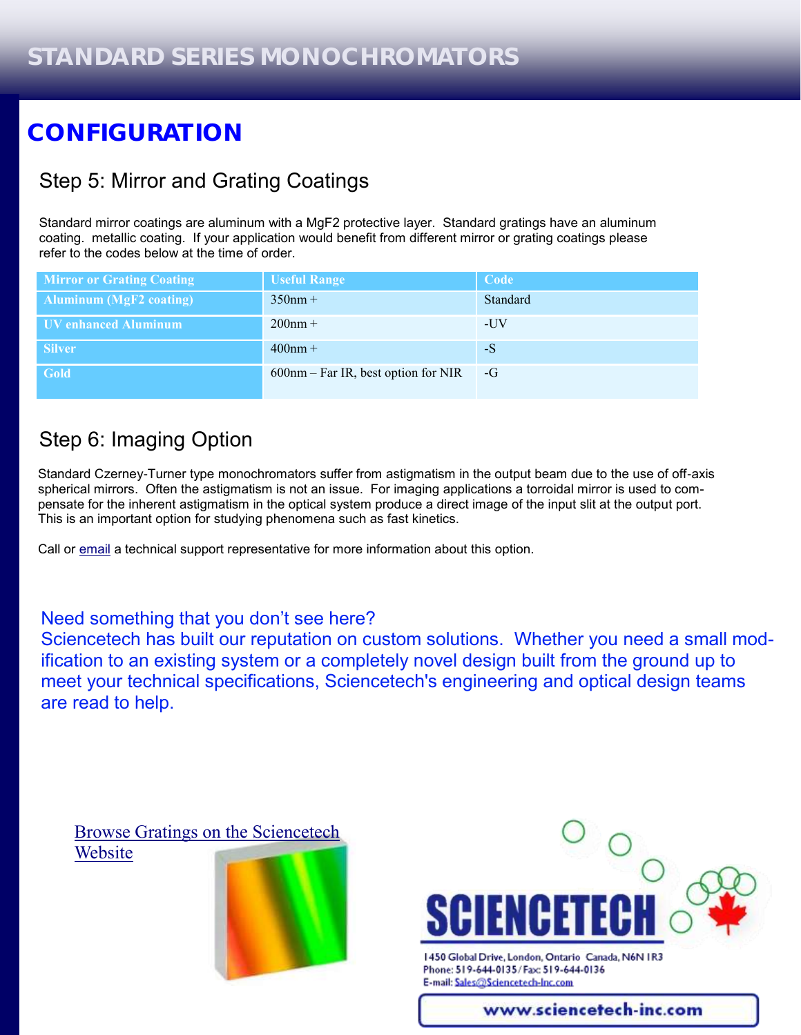# STANDARD SERIES MONOCHROMATORS

## CONFIGURATION

### Step 5: Mirror and Grating Coatings

Standard mirror coatings are aluminum with a $MgF_2$ protective layer. Standard gratings have an aluminum coating. metallic coating. If your application would benefit from different mirror or grating coatings please refer to the codes below at the time of order.

| Mirror or Grating Coating | Useful Range | Code |
|---|---|---|
| Aluminum ($MgF_2$ coating) | 350nm + | Standard |
| UV enhanced Aluminum | 200nm + | -UV |
| Silver | 400nm + | -S |
| Gold | 600nm – Far IR, best option for NIR | -G |

### Step 6: Imaging Option

Standard Czerney-Turner type monochromators suffer from astigmatism in the output beam due to the use of off-axis spherical mirrors. Often the astigmatism is not an issue. For imaging applications a torroidal mirror is used to compensate for the inherent astigmatism in the optical system produce a direct image of the input slit at the output port. This is an important option for studying phenomena such as fast kinetics.

Call or email a technical support representative for more information about this option.

Need something that you don't see here?
Sciencetech has built our reputation on custom solutions. Whether you need a small modification to an existing system or a completely novel design built from the ground up to meet your technical specifications, Sciencetech's engineering and optical design teams are read to help.

Browse Gratings on the Sciencetech Website

SCIENCETECH

1450 Global Drive, London, Ontario Canada, N6N 1R3
Phone: 519-644-0135 / Fax: 519-644-0136
E-mail: Sales@Sciencetech-Inc.com

www.sciencetech-inc.com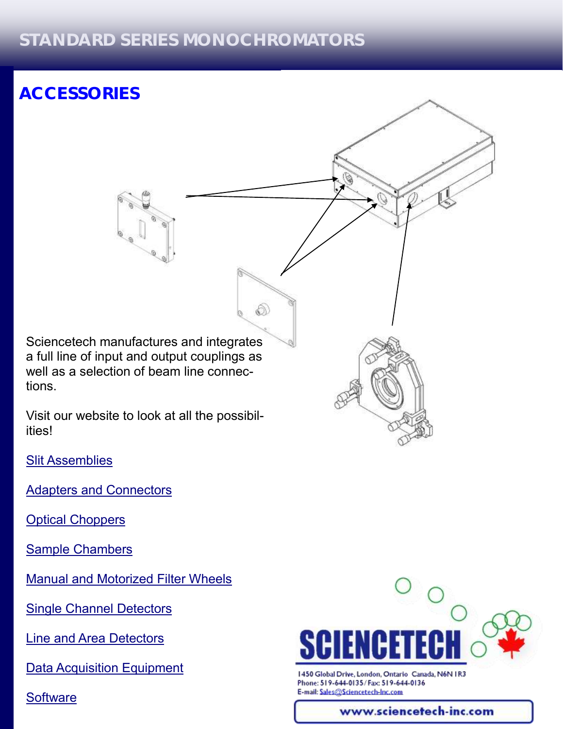# ACCESSORIES

Sciencetech manufactures and integrates a full line of input and output couplings as well as a selection of beam line connections.

Visit our website to look at all the possibilities!

Slit Assemblies

Adapters and Connectors

Optical Choppers

Sample Chambers

Manual and Motorized Filter Wheels

Single Channel Detectors

Line and Area Detectors

Data Acquisition Equipment

Software

SCIENCETECH

1450 Global Drive, London, Ontario Canada, N6N 1R3
Phone: 519-644-0135 / Fax: 519-644-0136
E-mail: Sales@Sciencetech-Inc.com

www.sciencetech-inc.com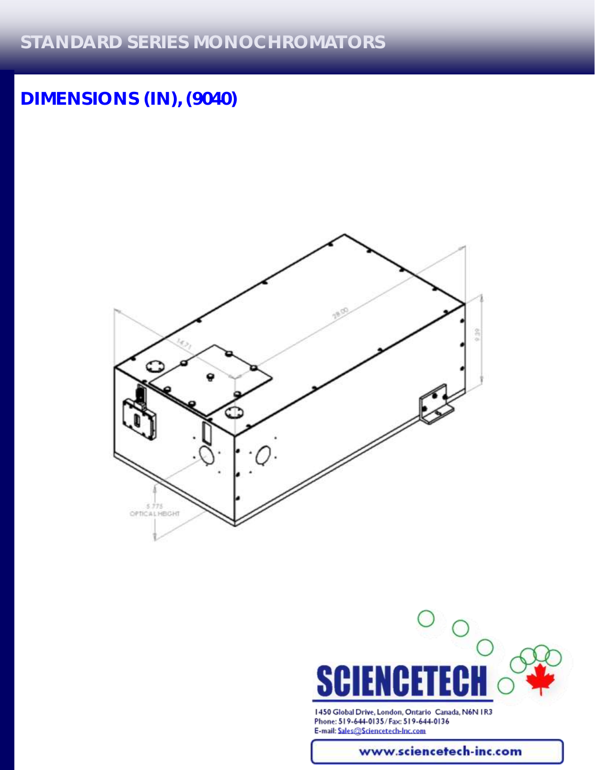## DIMENSIONS (IN), (9040)

14.71

28.00

9.39

5.775
OPTICAL HEIGHT

**SCIENCETECH**

1450 Global Drive, London, Ontario Canada, N6N 1R3
Phone: 519-644-0135 / Fax: 519-644-0136
E-mail: Sales@Sciencetech-Inc.com

www.sciencetech-inc.com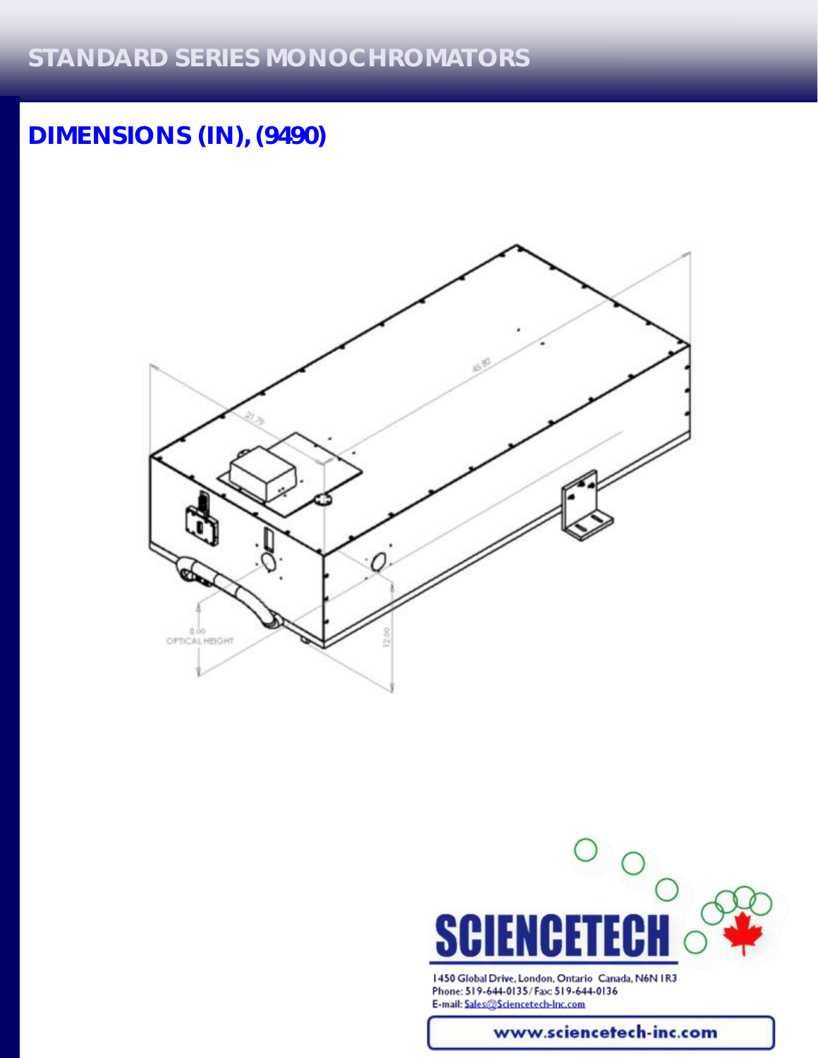## DIMENSIONS (IN), (9490)

21.79

45.82

8.00
OPTICAL HEIGHT

12.00

SCIENCETECH

1450 Global Drive, London, Ontario Canada, N6N 1R3
Phone: 519-644-0135 / Fax: 519-644-0136
E-mail: Sales@Sciencetech-Inc.com

www.sciencetech-inc.com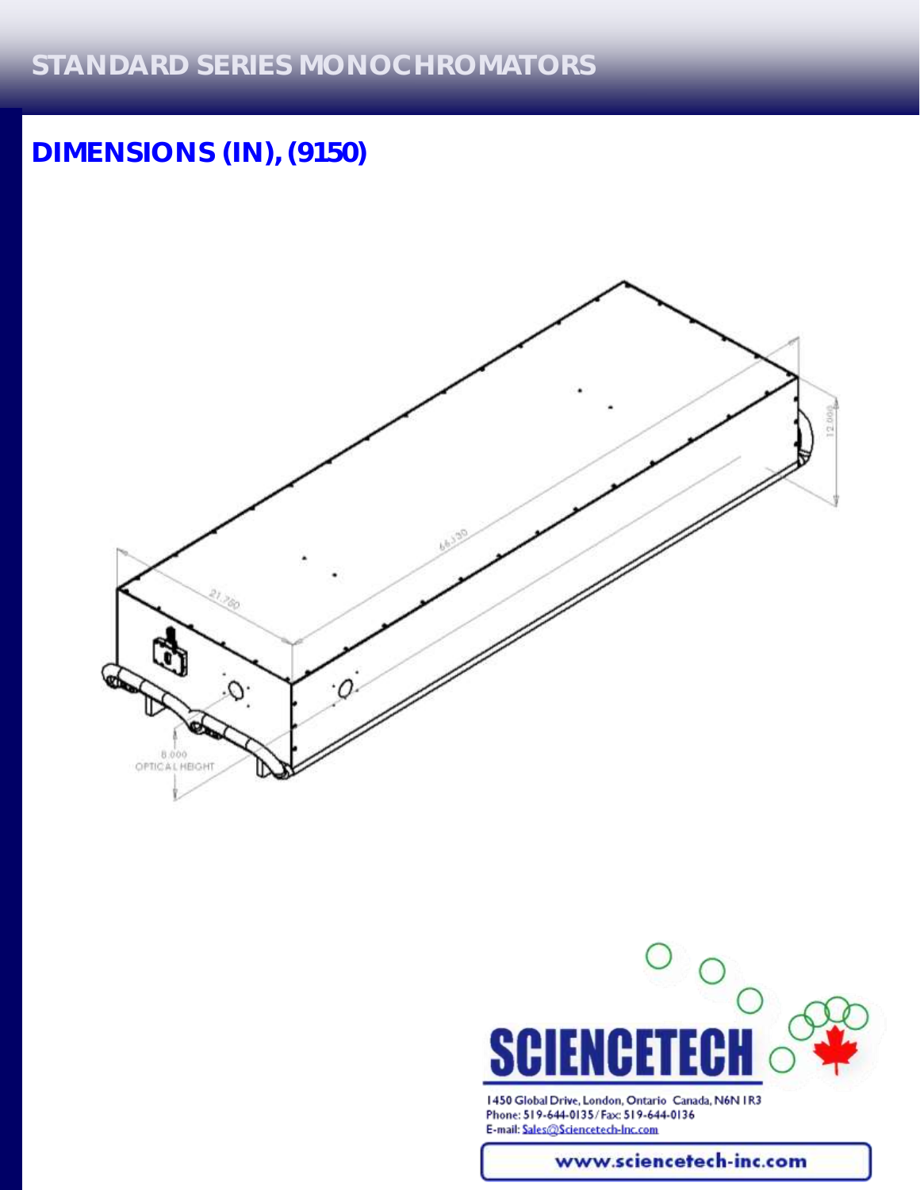# DIMENSIONS (IN), (9150)

21.750

66.330

12.000

8.000
OPTICAL HEIGHT

SCIENCETECH

1450 Global Drive, London, Ontario Canada, N6N 1R3
Phone: 519-644-0135 / Fax: 519-644-0136
E-mail: Sales@Sciencetech-Inc.com

www.sciencetech-inc.com